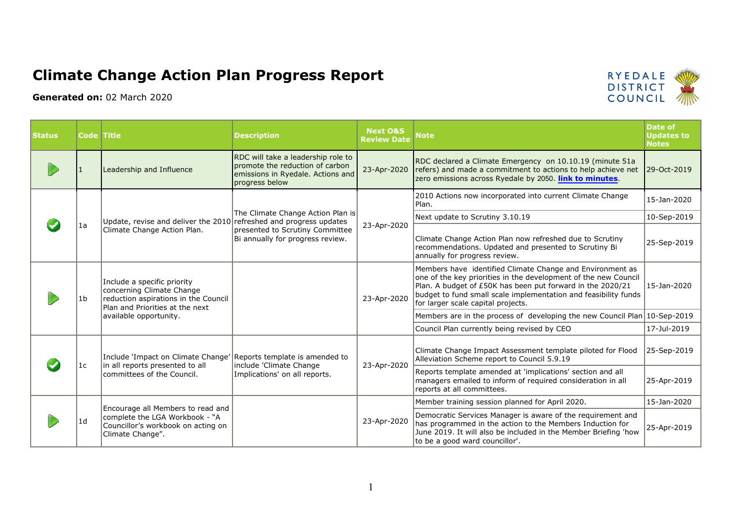# Climate Change Action Plan Progress Report

**Generated on:** 02 March 2020

RYEDALE DISTRICT COUNCIL

| Status | Code | Title | Description | Next O&S Review Date | Note | Date of Updates to Notes |
|---|---|---|---|---|---|---|
| ▶ | 1 | Leadership and Influence | RDC will take a leadership role to promote the reduction of carbon emissions in Ryedale. Actions and progress below | 23-Apr-2020 | RDC declared a Climate Emergency on 10.10.19 (minute 51a refers) and made a commitment to actions to help achieve net zero emissions across Ryedale by 2050. **link to minutes**. | 29-Oct-2019 |
| ✔ | 1a | Update, revise and deliver the 2010 Climate Change Action Plan. | The Climate Change Action Plan is refreshed and progress updates presented to Scrutiny Committee Bi annually for progress review. | 23-Apr-2020 | 2010 Actions now incorporated into current Climate Change Plan. | 15-Jan-2020 |
| | | | | | Next update to Scrutiny 3.10.19 | 10-Sep-2019 |
| | | | | | Climate Change Action Plan now refreshed due to Scrutiny recommendations. Updated and presented to Scrutiny Bi annually for progress review. | 25-Sep-2019 |
| ▶ | 1b | Include a specific priority concerning Climate Change reduction aspirations in the Council Plan and Priorities at the next available opportunity. | | 23-Apr-2020 | Members have identified Climate Change and Environment as one of the key priorities in the development of the new Council Plan. A budget of £50K has been put forward in the 2020/21 budget to fund small scale implementation and feasibility funds for larger scale capital projects. | 15-Jan-2020 |
| | | | | | Members are in the process of developing the new Council Plan | 10-Sep-2019 |
| | | | | | Council Plan currently being revised by CEO | 17-Jul-2019 |
| ✔ | 1c | Include 'Impact on Climate Change' in all reports presented to all committees of the Council. | Reports template is amended to include 'Climate Change Implications' on all reports. | 23-Apr-2020 | Climate Change Impact Assessment template piloted for Flood Alleviation Scheme report to Council 5.9.19 | 25-Sep-2019 |
| | | | | | Reports template amended at 'implications' section and all managers emailed to inform of required consideration in all reports at all committees. | 25-Apr-2019 |
| ▶ | 1d | Encourage all Members to read and complete the LGA Workbook - "A Councillor's workbook on acting on Climate Change". | | 23-Apr-2020 | Member training session planned for April 2020. | 15-Jan-2020 |
| | | | | | Democratic Services Manager is aware of the requirement and has programmed in the action to the Members Induction for June 2019. It will also be included in the Member Briefing 'how to be a good ward councillor'. | 25-Apr-2019 |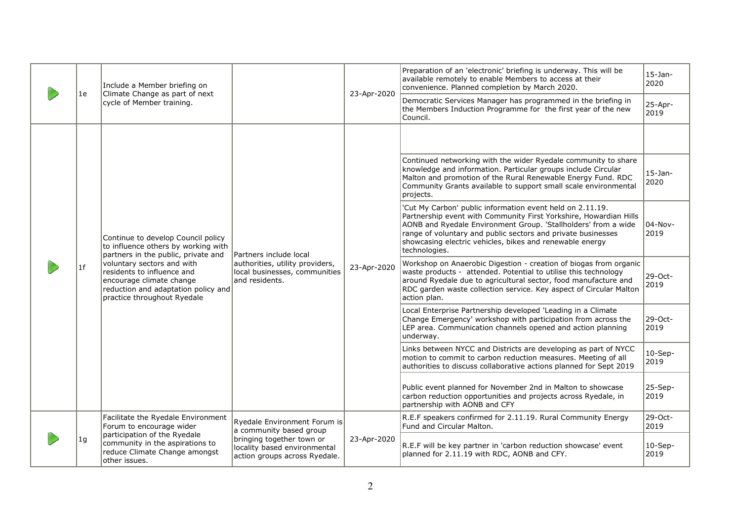| | | | | | | |
|---|---|---|---|---|---|---|
| ▷ | 1e | Include a Member briefing on Climate Change as part of next cycle of Member training. | | 23-Apr-2020 | Preparation of an 'electronic' briefing is underway. This will be available remotely to enable Members to access at their convenience. Planned completion by March 2020. | 15-Jan-2020 |
| | | | | | Democratic Services Manager has programmed in the briefing in the Members Induction Programme for the first year of the new Council. | 25-Apr-2019 |
| ▷ | 1f | Continue to develop Council policy to influence others by working with partners in the public, private and voluntary sectors and with residents to influence and encourage climate change reduction and adaptation policy and practice throughout Ryedale | Partners include local authorities, utility providers, local businesses, communities and residents. | 23-Apr-2020 | | |
| | | | | | Continued networking with the wider Ryedale community to share knowledge and information. Particular groups include Circular Malton and promotion of the Rural Renewable Energy Fund. RDC Community Grants available to support small scale environmental projects. | 15-Jan-2020 |
| | | | | | 'Cut My Carbon' public information event held on 2.11.19. Partnership event with Community First Yorkshire, Howardian Hills AONB and Ryedale Environment Group. 'Stallholders' from a wide range of voluntary and public sectors and private businesses showcasing electric vehicles, bikes and renewable energy technologies. | 04-Nov-2019 |
| | | | | | Workshop on Anaerobic Digestion - creation of biogas from organic waste products - attended. Potential to utilise this technology around Ryedale due to agricultural sector, food manufacture and RDC garden waste collection service. Key aspect of Circular Malton action plan. | 29-Oct-2019 |
| | | | | | Local Enterprise Partnership developed 'Leading in a Climate Change Emergency' workshop with participation from across the LEP area. Communication channels opened and action planning underway. | 29-Oct-2019 |
| | | | | | Links between NYCC and Districts are developing as part of NYCC motion to commit to carbon reduction measures. Meeting of all authorities to discuss collaborative actions planned for Sept 2019 | 10-Sep-2019 |
| | | | | | Public event planned for November 2nd in Malton to showcase carbon reduction opportunities and projects across Ryedale, in partnership with AONB and CFY | 25-Sep-2019 |
| ▷ | 1g | Facilitate the Ryedale Environment Forum to encourage wider participation of the Ryedale community in the aspirations to reduce Climate Change amongst other issues. | Ryedale Environment Forum is a community based group bringing together town or locality based environmental action groups across Ryedale. | 23-Apr-2020 | R.E.F speakers confirmed for 2.11.19. Rural Community Energy Fund and Circular Malton. | 29-Oct-2019 |
| | | | | | R.E.F will be key partner in 'carbon reduction showcase' event planned for 2.11.19 with RDC, AONB and CFY. | 10-Sep-2019 |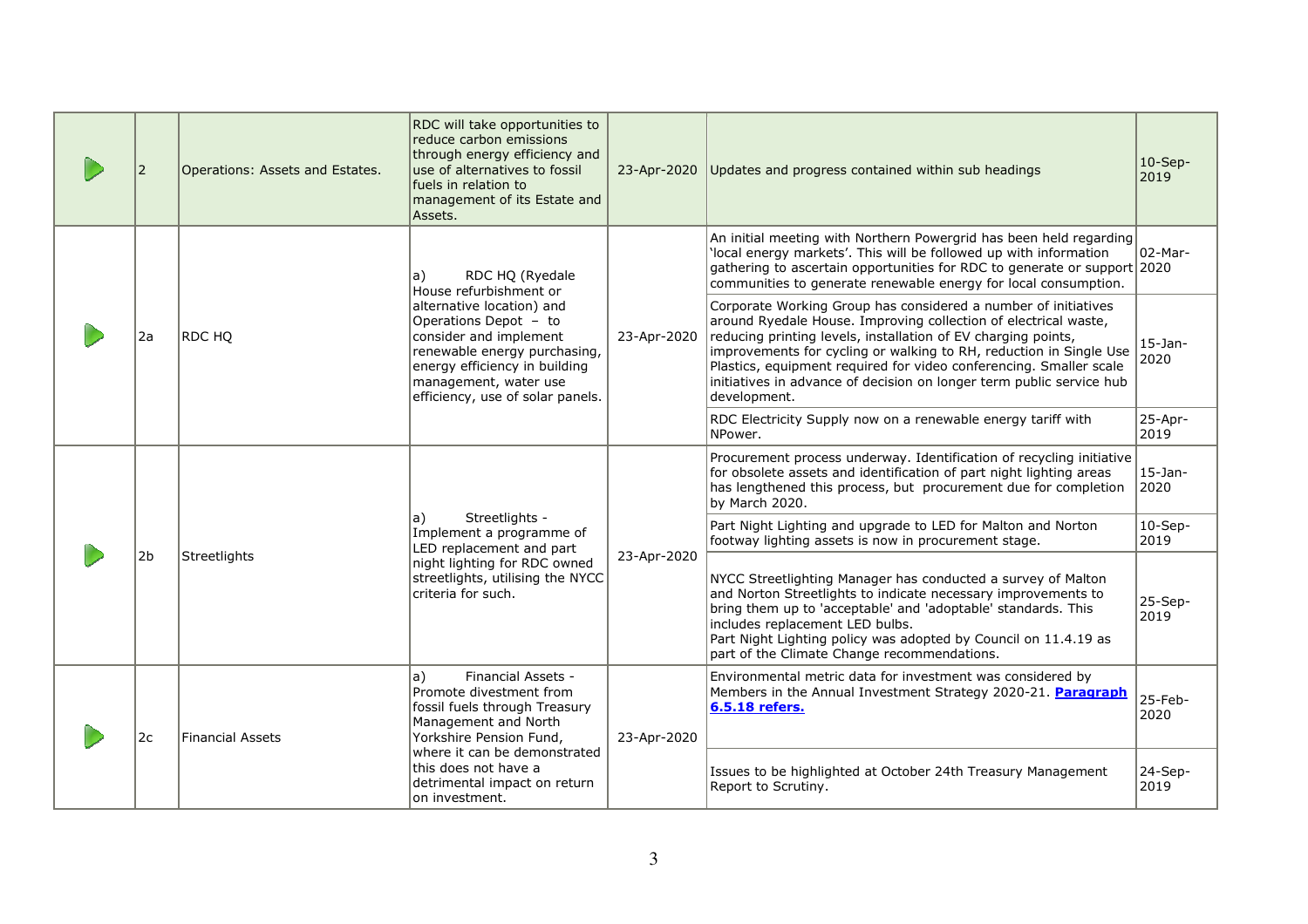| | | | | | | |
|---|---|---|---|---|---|---|
| ▶ | 2 | Operations: Assets and Estates. | RDC will take opportunities to reduce carbon emissions through energy efficiency and use of alternatives to fossil fuels in relation to management of its Estate and Assets. | 23-Apr-2020 | Updates and progress contained within sub headings | 10-Sep-2019 |
| ▶ | 2a | RDC HQ | a) RDC HQ (Ryedale House refurbishment or alternative location) and Operations Depot – to consider and implement renewable energy purchasing, energy efficiency in building management, water use efficiency, use of solar panels. | 23-Apr-2020 | An initial meeting with Northern Powergrid has been held regarding 'local energy markets'. This will be followed up with information gathering to ascertain opportunities for RDC to generate or support communities to generate renewable energy for local consumption. | 02-Mar-2020 |
| | | | | | Corporate Working Group has considered a number of initiatives around Ryedale House. Improving collection of electrical waste, reducing printing levels, installation of EV charging points, improvements for cycling or walking to RH, reduction in Single Use Plastics, equipment required for video conferencing. Smaller scale initiatives in advance of decision on longer term public service hub development. | 15-Jan-2020 |
| | | | | | RDC Electricity Supply now on a renewable energy tariff with NPower. | 25-Apr-2019 |
| ▶ | 2b | Streetlights | a) Streetlights - Implement a programme of LED replacement and part night lighting for RDC owned streetlights, utilising the NYCC criteria for such. | 23-Apr-2020 | Procurement process underway. Identification of recycling initiative for obsolete assets and identification of part night lighting areas has lengthened this process, but procurement due for completion by March 2020. | 15-Jan-2020 |
| | | | | | Part Night Lighting and upgrade to LED for Malton and Norton footway lighting assets is now in procurement stage. | 10-Sep-2019 |
| | | | | | NYCC Streetlighting Manager has conducted a survey of Malton and Norton Streetlights to indicate necessary improvements to bring them up to 'acceptable' and 'adoptable' standards. This includes replacement LED bulbs.<br>Part Night Lighting policy was adopted by Council on 11.4.19 as part of the Climate Change recommendations. | 25-Sep-2019 |
| ▶ | 2c | Financial Assets | a) Financial Assets - Promote divestment from fossil fuels through Treasury Management and North Yorkshire Pension Fund, where it can be demonstrated this does not have a detrimental impact on return on investment. | 23-Apr-2020 | Environmental metric data for investment was considered by Members in the Annual Investment Strategy 2020-21. **Paragraph 6.5.18 refers.** | 25-Feb-2020 |
| | | | | | Issues to be highlighted at October 24th Treasury Management Report to Scrutiny. | 24-Sep-2019 |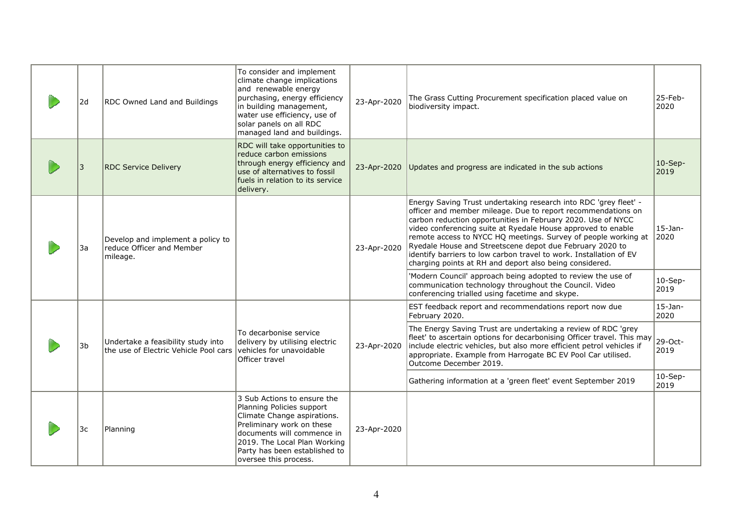| | | | | | | |
|---|---|---|---|---|---|---|
| | 2d | RDC Owned Land and Buildings | To consider and implement climate change implications and renewable energy purchasing, energy efficiency in building management, water use efficiency, use of solar panels on all RDC managed land and buildings. | 23-Apr-2020 | The Grass Cutting Procurement specification placed value on biodiversity impact. | 25-Feb-2020 |
| | 3 | RDC Service Delivery | RDC will take opportunities to reduce carbon emissions through energy efficiency and use of alternatives to fossil fuels in relation to its service delivery. | 23-Apr-2020 | Updates and progress are indicated in the sub actions | 10-Sep-2019 |
| | 3a | Develop and implement a policy to reduce Officer and Member mileage. | | 23-Apr-2020 | Energy Saving Trust undertaking research into RDC 'grey fleet' - officer and member mileage. Due to report recommendations on carbon reduction opportunities in February 2020. Use of NYCC video conferencing suite at Ryedale House approved to enable remote access to NYCC HQ meetings. Survey of people working at Ryedale House and Streetscene depot due February 2020 to identify barriers to low carbon travel to work. Installation of EV charging points at RH and deport also being considered. | 15-Jan-2020 |
| | | | | | 'Modern Council' approach being adopted to review the use of communication technology throughout the Council. Video conferencing trialled using facetime and skype. | 10-Sep-2019 |
| | 3b | Undertake a feasibility study into the use of Electric Vehicle Pool cars | To decarbonise service delivery by utilising electric vehicles for unavoidable Officer travel | 23-Apr-2020 | EST feedback report and recommendations report now due February 2020. | 15-Jan-2020 |
| | | | | | The Energy Saving Trust are undertaking a review of RDC 'grey fleet' to ascertain options for decarbonising Officer travel. This may include electric vehicles, but also more efficient petrol vehicles if appropriate. Example from Harrogate BC EV Pool Car utilised. Outcome December 2019. | 29-Oct-2019 |
| | | | | | Gathering information at a 'green fleet' event September 2019 | 10-Sep-2019 |
| | 3c | Planning | 3 Sub Actions to ensure the Planning Policies support Climate Change aspirations. Preliminary work on these documents will commence in 2019. The Local Plan Working Party has been established to oversee this process. | 23-Apr-2020 | | |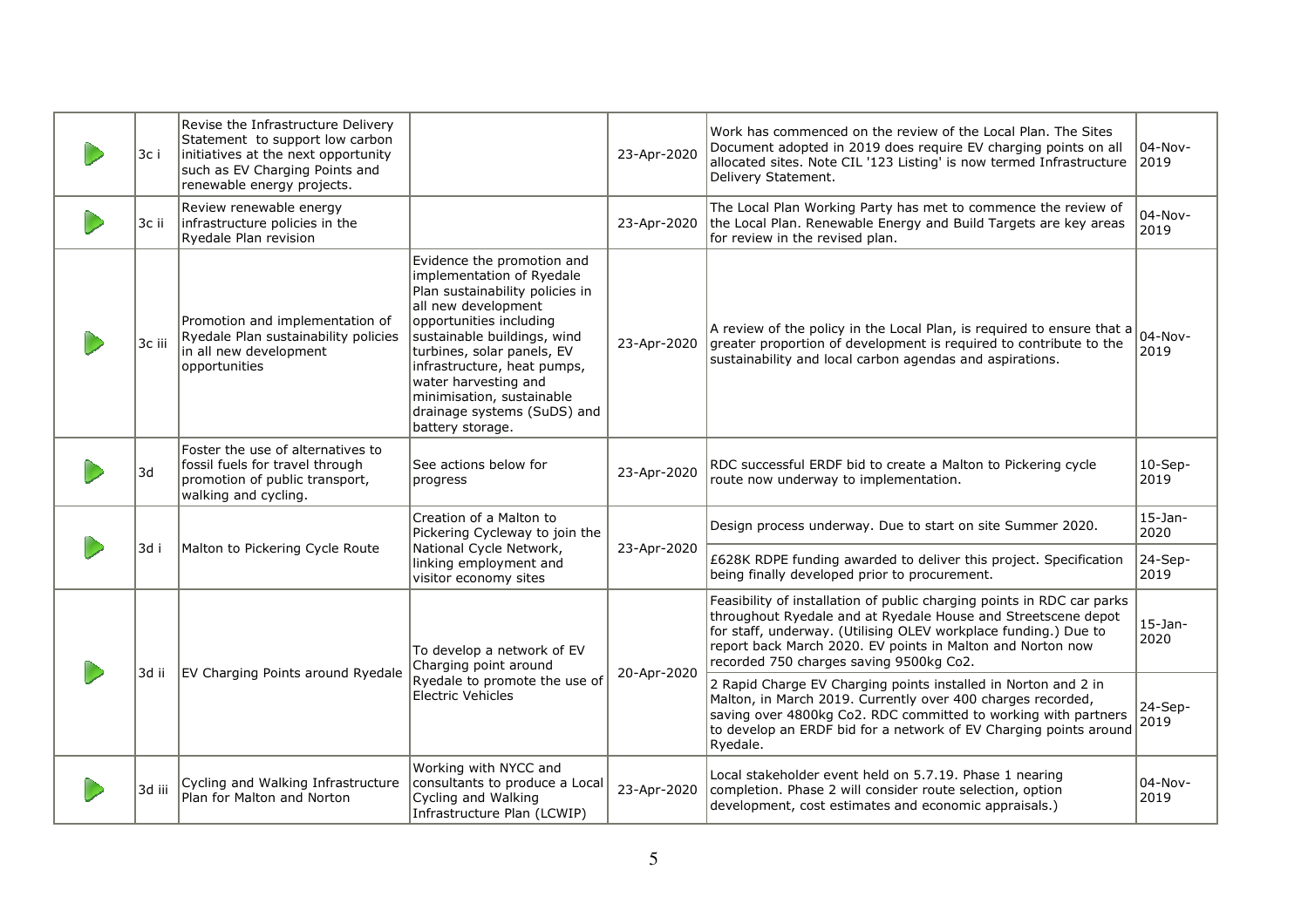| | | | | | | |
|---|---|---|---|---|---|---|
| ▶ | 3c i | Revise the Infrastructure Delivery Statement to support low carbon initiatives at the next opportunity such as EV Charging Points and renewable energy projects. | | 23-Apr-2020 | Work has commenced on the review of the Local Plan. The Sites Document adopted in 2019 does require EV charging points on all allocated sites. Note CIL '123 Listing' is now termed Infrastructure Delivery Statement. | 04-Nov-2019 |
| ▶ | 3c ii | Review renewable energy infrastructure policies in the Ryedale Plan revision | | 23-Apr-2020 | The Local Plan Working Party has met to commence the review of the Local Plan. Renewable Energy and Build Targets are key areas for review in the revised plan. | 04-Nov-2019 |
| ▶ | 3c iii | Promotion and implementation of Ryedale Plan sustainability policies in all new development opportunities | Evidence the promotion and implementation of Ryedale Plan sustainability policies in all new development opportunities including sustainable buildings, wind turbines, solar panels, EV infrastructure, heat pumps, water harvesting and minimisation, sustainable drainage systems (SuDS) and battery storage. | 23-Apr-2020 | A review of the policy in the Local Plan, is required to ensure that a greater proportion of development is required to contribute to the sustainability and local carbon agendas and aspirations. | 04-Nov-2019 |
| ▶ | 3d | Foster the use of alternatives to fossil fuels for travel through promotion of public transport, walking and cycling. | See actions below for progress | 23-Apr-2020 | RDC successful ERDF bid to create a Malton to Pickering cycle route now underway to implementation. | 10-Sep-2019 |
| ▶ | 3d i | Malton to Pickering Cycle Route | Creation of a Malton to Pickering Cycleway to join the National Cycle Network, linking employment and visitor economy sites | 23-Apr-2020 | Design process underway. Due to start on site Summer 2020. | 15-Jan-2020 |
| | | | | | £628K RDPE funding awarded to deliver this project. Specification being finally developed prior to procurement. | 24-Sep-2019 |
| ▶ | 3d ii | EV Charging Points around Ryedale | To develop a network of EV Charging point around Ryedale to promote the use of Electric Vehicles | 20-Apr-2020 | Feasibility of installation of public charging points in RDC car parks throughout Ryedale and at Ryedale House and Streetscene depot for staff, underway. (Utilising OLEV workplace funding.) Due to report back March 2020. EV points in Malton and Norton now recorded 750 charges saving 9500kg Co2. | 15-Jan-2020 |
| | | | | | 2 Rapid Charge EV Charging points installed in Norton and 2 in Malton, in March 2019. Currently over 400 charges recorded, saving over 4800kg Co2. RDC committed to working with partners to develop an ERDF bid for a network of EV Charging points around Ryedale. | 24-Sep-2019 |
| ▶ | 3d iii | Cycling and Walking Infrastructure Plan for Malton and Norton | Working with NYCC and consultants to produce a Local Cycling and Walking Infrastructure Plan (LCWIP) | 23-Apr-2020 | Local stakeholder event held on 5.7.19. Phase 1 nearing completion. Phase 2 will consider route selection, option development, cost estimates and economic appraisals.) | 04-Nov-2019 |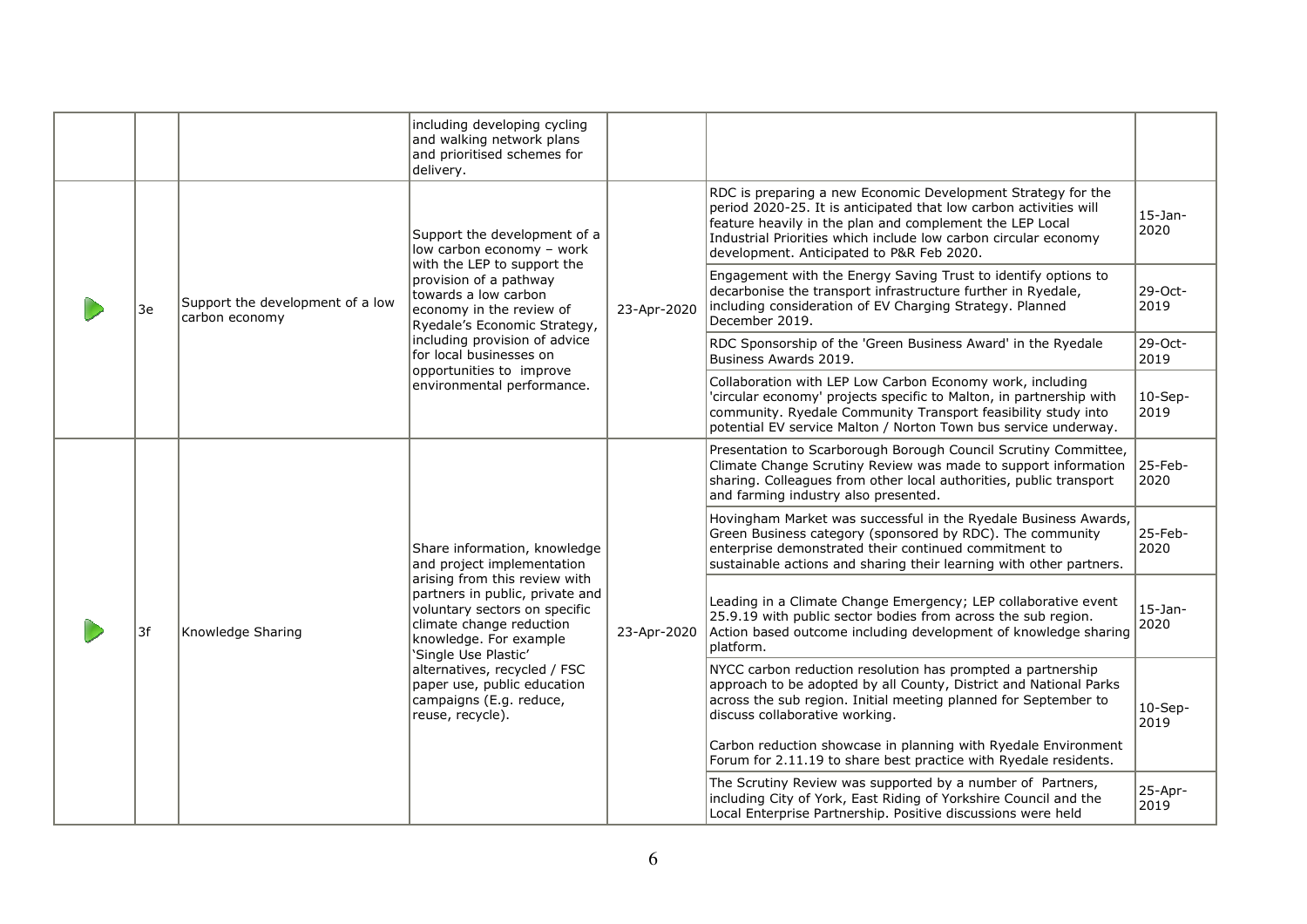| | | | | | | |
|---|---|---|---|---|---|---|
| | | | including developing cycling and walking network plans and prioritised schemes for delivery. | | | |
| ▷ | 3e | Support the development of a low carbon economy | Support the development of a low carbon economy – work with the LEP to support the provision of a pathway towards a low carbon economy in the review of Ryedale's Economic Strategy, including provision of advice for local businesses on opportunities to improve environmental performance. | 23-Apr-2020 | RDC is preparing a new Economic Development Strategy for the period 2020-25. It is anticipated that low carbon activities will feature heavily in the plan and complement the LEP Local Industrial Priorities which include low carbon circular economy development. Anticipated to P&R Feb 2020. | 15-Jan-2020 |
| | | | | | Engagement with the Energy Saving Trust to identify options to decarbonise the transport infrastructure further in Ryedale, including consideration of EV Charging Strategy. Planned December 2019. | 29-Oct-2019 |
| | | | | | RDC Sponsorship of the 'Green Business Award' in the Ryedale Business Awards 2019. | 29-Oct-2019 |
| | | | | | Collaboration with LEP Low Carbon Economy work, including 'circular economy' projects specific to Malton, in partnership with community. Ryedale Community Transport feasibility study into potential EV service Malton / Norton Town bus service underway. | 10-Sep-2019 |
| ▷ | 3f | Knowledge Sharing | Share information, knowledge and project implementation arising from this review with partners in public, private and voluntary sectors on specific climate change reduction knowledge. For example 'Single Use Plastic' alternatives, recycled / FSC paper use, public education campaigns (E.g. reduce, reuse, recycle). | 23-Apr-2020 | Presentation to Scarborough Borough Council Scrutiny Committee, Climate Change Scrutiny Review was made to support information sharing. Colleagues from other local authorities, public transport and farming industry also presented. | 25-Feb-2020 |
| | | | | | Hovingham Market was successful in the Ryedale Business Awards, Green Business category (sponsored by RDC). The community enterprise demonstrated their continued commitment to sustainable actions and sharing their learning with other partners. | 25-Feb-2020 |
| | | | | | Leading in a Climate Change Emergency; LEP collaborative event 25.9.19 with public sector bodies from across the sub region. Action based outcome including development of knowledge sharing platform. | 15-Jan-2020 |
| | | | | | NYCC carbon reduction resolution has prompted a partnership approach to be adopted by all County, District and National Parks across the sub region. Initial meeting planned for September to discuss collaborative working.<br><br>Carbon reduction showcase in planning with Ryedale Environment Forum for 2.11.19 to share best practice with Ryedale residents. | 10-Sep-2019 |
| | | | | | The Scrutiny Review was supported by a number of Partners, including City of York, East Riding of Yorkshire Council and the Local Enterprise Partnership. Positive discussions were held | 25-Apr-2019 |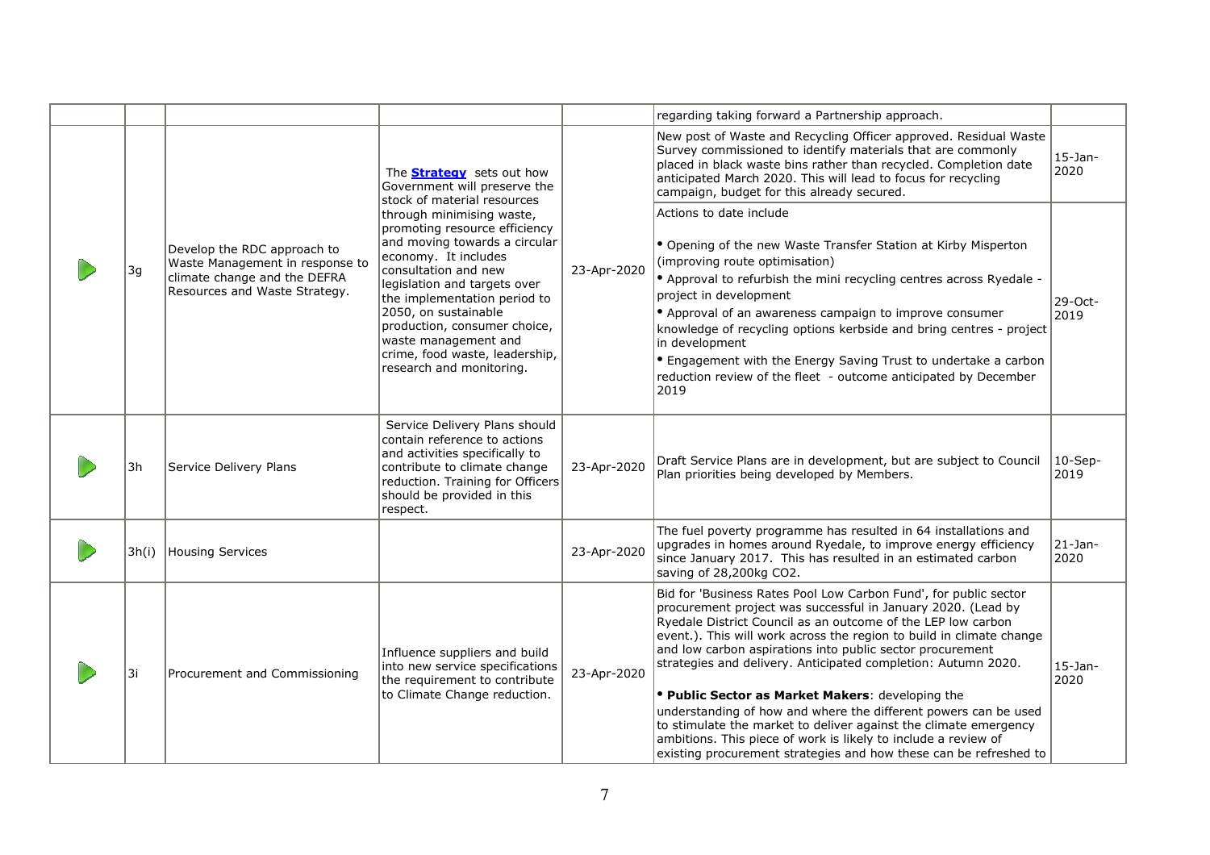| | | | | | | |
|---|---|---|---|---|---|---|
| | | | | | regarding taking forward a Partnership approach. | |
| ▷ | 3g | Develop the RDC approach to Waste Management in response to climate change and the DEFRA Resources and Waste Strategy. | The **Strategy** sets out how Government will preserve the stock of material resources through minimising waste, promoting resource efficiency and moving towards a circular economy. It includes consultation and new legislation and targets over the implementation period to 2050, on sustainable production, consumer choice, waste management and crime, food waste, leadership, research and monitoring. | 23-Apr-2020 | New post of Waste and Recycling Officer approved. Residual Waste Survey commissioned to identify materials that are commonly placed in black waste bins rather than recycled. Completion date anticipated March 2020. This will lead to focus for recycling campaign, budget for this already secured. | 15-Jan-2020 |
| | | | | | Actions to date include<br><br>• Opening of the new Waste Transfer Station at Kirby Misperton (improving route optimisation)<br>• Approval to refurbish the mini recycling centres across Ryedale - project in development<br>• Approval of an awareness campaign to improve consumer knowledge of recycling options kerbside and bring centres - project in development<br>• Engagement with the Energy Saving Trust to undertake a carbon reduction review of the fleet - outcome anticipated by December 2019 | 29-Oct-2019 |
| ▷ | 3h | Service Delivery Plans | Service Delivery Plans should contain reference to actions and activities specifically to contribute to climate change reduction. Training for Officers should be provided in this respect. | 23-Apr-2020 | Draft Service Plans are in development, but are subject to Council Plan priorities being developed by Members. | 10-Sep-2019 |
| ▷ | 3h(i) | Housing Services | | 23-Apr-2020 | The fuel poverty programme has resulted in 64 installations and upgrades in homes around Ryedale, to improve energy efficiency since January 2017. This has resulted in an estimated carbon saving of 28,200kg $CO_2$. | 21-Jan-2020 |
| ▷ | 3i | Procurement and Commissioning | Influence suppliers and build into new service specifications the requirement to contribute to Climate Change reduction. | 23-Apr-2020 | Bid for 'Business Rates Pool Low Carbon Fund', for public sector procurement project was successful in January 2020. (Lead by Ryedale District Council as an outcome of the LEP low carbon event.). This will work across the region to build in climate change and low carbon aspirations into public sector procurement strategies and delivery. Anticipated completion: Autumn 2020.<br><br>• **Public Sector as Market Makers**: developing the understanding of how and where the different powers can be used to stimulate the market to deliver against the climate emergency ambitions. This piece of work is likely to include a review of existing procurement strategies and how these can be refreshed to | 15-Jan-2020 |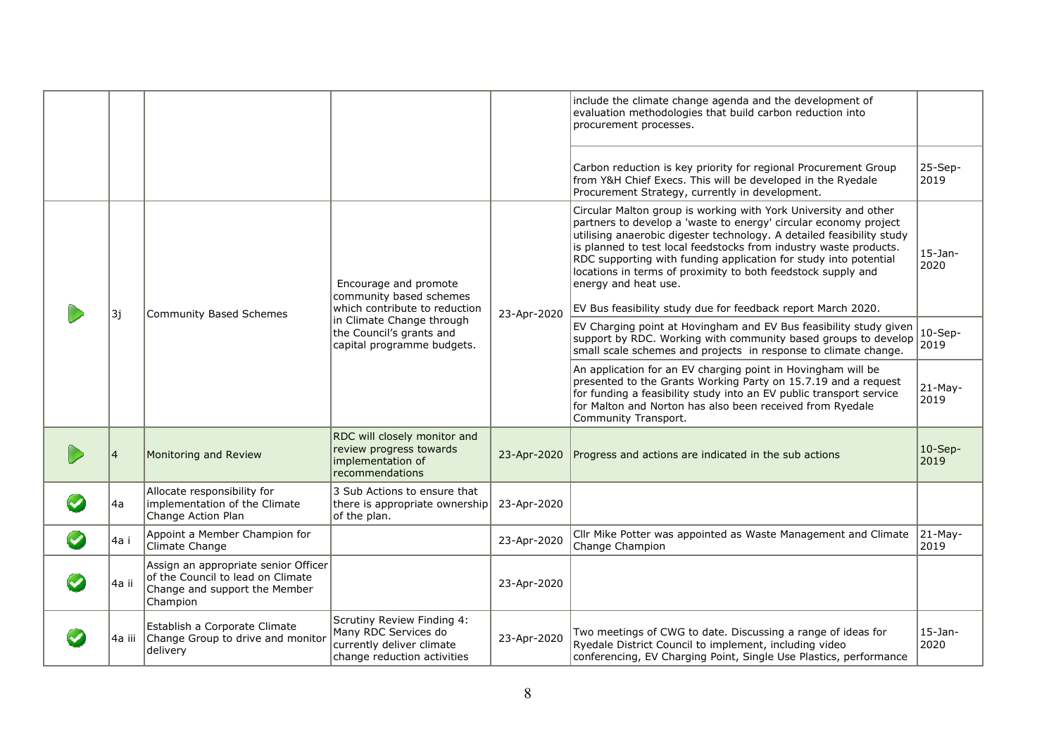| | | | | | | |
|---|---|---|---|---|---|---|
| | | | | | include the climate change agenda and the development of evaluation methodologies that build carbon reduction into procurement processes. | |
| | | | | | Carbon reduction is key priority for regional Procurement Group from Y&H Chief Execs. This will be developed in the Ryedale Procurement Strategy, currently in development. | 25-Sep-2019 |
| ▷ | 3j | Community Based Schemes | Encourage and promote community based schemes which contribute to reduction in Climate Change through the Council's grants and capital programme budgets. | 23-Apr-2020 | Circular Malton group is working with York University and other partners to develop a 'waste to energy' circular economy project utilising anaerobic digester technology. A detailed feasibility study is planned to test local feedstocks from industry waste products. RDC supporting with funding application for study into potential locations in terms of proximity to both feedstock supply and energy and heat use.<br><br>EV Bus feasibility study due for feedback report March 2020. | 15-Jan-2020 |
| | | | | | EV Charging point at Hovingham and EV Bus feasibility study given support by RDC. Working with community based groups to develop small scale schemes and projects in response to climate change. | 10-Sep-2019 |
| | | | | | An application for an EV charging point in Hovingham will be presented to the Grants Working Party on 15.7.19 and a request for funding a feasibility study into an EV public transport service for Malton and Norton has also been received from Ryedale Community Transport. | 21-May-2019 |
| ▷ | 4 | Monitoring and Review | RDC will closely monitor and review progress towards implementation of recommendations | 23-Apr-2020 | Progress and actions are indicated in the sub actions | 10-Sep-2019 |
| ✓ | 4a | Allocate responsibility for implementation of the Climate Change Action Plan | 3 Sub Actions to ensure that there is appropriate ownership of the plan. | 23-Apr-2020 | | |
| ✓ | 4a i | Appoint a Member Champion for Climate Change | | 23-Apr-2020 | Cllr Mike Potter was appointed as Waste Management and Climate Change Champion | 21-May-2019 |
| ✓ | 4a ii | Assign an appropriate senior Officer of the Council to lead on Climate Change and support the Member Champion | | 23-Apr-2020 | | |
| ✓ | 4a iii | Establish a Corporate Climate Change Group to drive and monitor delivery | Scrutiny Review Finding 4: Many RDC Services do currently deliver climate change reduction activities | 23-Apr-2020 | Two meetings of CWG to date. Discussing a range of ideas for Ryedale District Council to implement, including video conferencing, EV Charging Point, Single Use Plastics, performance | 15-Jan-2020 |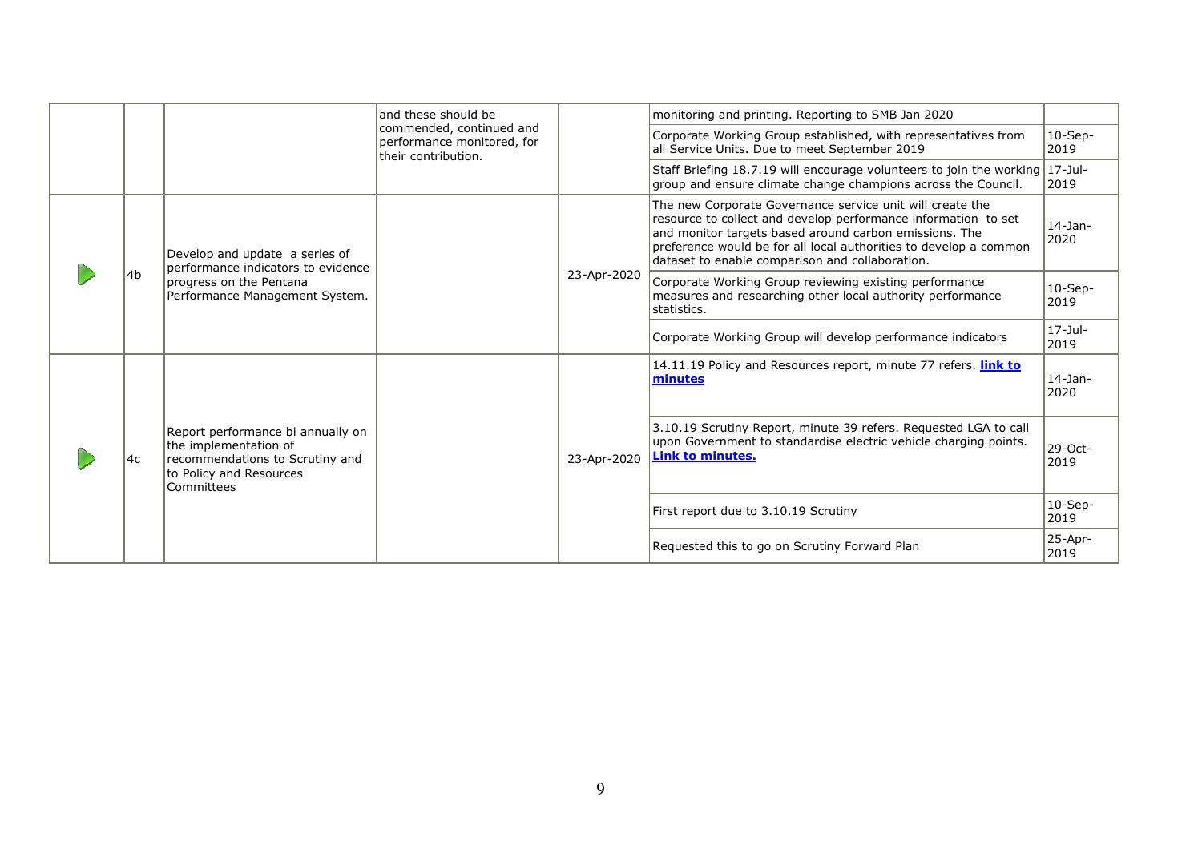| | | | | | | |
|---|---|---|---|---|---|---|
| | | | and these should be commended, continued and performance monitored, for their contribution. | | monitoring and printing. Reporting to SMB Jan 2020 | |
| | | | | | Corporate Working Group established, with representatives from all Service Units. Due to meet September 2019 | 10-Sep-2019 |
| | | | | | Staff Briefing 18.7.19 will encourage volunteers to join the working group and ensure climate change champions across the Council. | 17-Jul-2019 |
| | 4b | Develop and update a series of performance indicators to evidence progress on the Pentana Performance Management System. | | 23-Apr-2020 | The new Corporate Governance service unit will create the resource to collect and develop performance information to set and monitor targets based around carbon emissions. The preference would be for all local authorities to develop a common dataset to enable comparison and collaboration. | 14-Jan-2020 |
| | | | | | Corporate Working Group reviewing existing performance measures and researching other local authority performance statistics. | 10-Sep-2019 |
| | | | | | Corporate Working Group will develop performance indicators | 17-Jul-2019 |
| | 4c | Report performance bi annually on the implementation of recommendations to Scrutiny and to Policy and Resources Committees | | 23-Apr-2020 | 14.11.19 Policy and Resources report, minute 77 refers. **link to minutes** | 14-Jan-2020 |
| | | | | | 3.10.19 Scrutiny Report, minute 39 refers. Requested LGA to call upon Government to standardise electric vehicle charging points. **Link to minutes.** | 29-Oct-2019 |
| | | | | | First report due to 3.10.19 Scrutiny | 10-Sep-2019 |
| | | | | | Requested this to go on Scrutiny Forward Plan | 25-Apr-2019 |